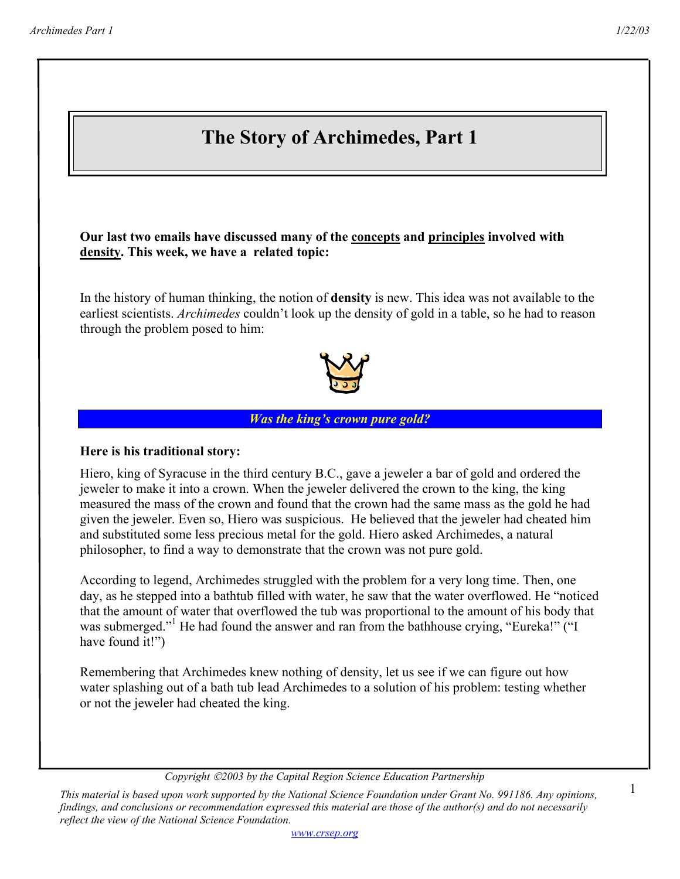# The Story of Archimedes, Part 1

**Our last two emails have discussed many of the <u>concepts</u> and <u>principles</u> involved with <u>density</u>. This week, we have a related topic:**

In the history of human thinking, the notion of **density** is new. This idea was not available to the earliest scientists. *Archimedes* couldn't look up the density of gold in a table, so he had to reason through the problem posed to him:

***Was the king's crown pure gold?***

**Here is his traditional story:**

Hiero, king of Syracuse in the third century B.C., gave a jeweler a bar of gold and ordered the jeweler to make it into a crown. When the jeweler delivered the crown to the king, the king measured the mass of the crown and found that the crown had the same mass as the gold he had given the jeweler. Even so, Hiero was suspicious. He believed that the jeweler had cheated him and substituted some less precious metal for the gold. Hiero asked Archimedes, a natural philosopher, to find a way to demonstrate that the crown was not pure gold.

According to legend, Archimedes struggled with the problem for a very long time. Then, one day, as he stepped into a bathtub filled with water, he saw that the water overflowed. He "noticed that the amount of water that overflowed the tub was proportional to the amount of his body that was submerged."[1] He had found the answer and ran from the bathhouse crying, "Eureka!" ("I have found it!")

Remembering that Archimedes knew nothing of density, let us see if we can figure out how water splashing out of a bath tub lead Archimedes to a solution of his problem: testing whether or not the jeweler had cheated the king.

*Copyright ©2003 by the Capital Region Science Education Partnership*

*This material is based upon work supported by the National Science Foundation under Grant No. 991186. Any opinions, findings, and conclusions or recommendation expressed this material are those of the author(s) and do not necessarily reflect the view of the National Science Foundation.*

www.crsep.org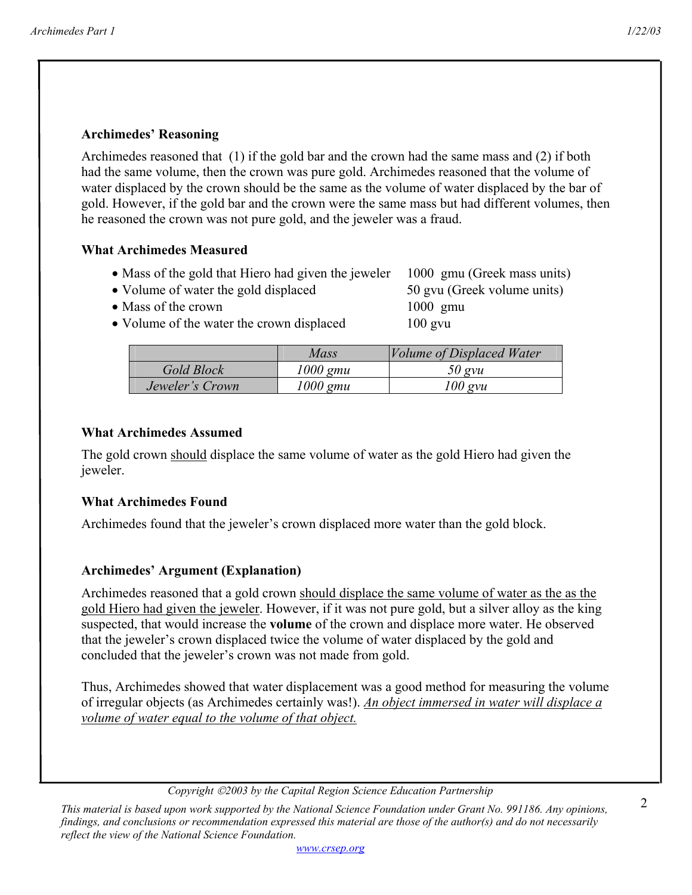### Archimedes' Reasoning

Archimedes reasoned that (1) if the gold bar and the crown had the same mass and (2) if both had the same volume, then the crown was pure gold. Archimedes reasoned that the volume of water displaced by the crown should be the same as the volume of water displaced by the bar of gold. However, if the gold bar and the crown were the same mass but had different volumes, then he reasoned the crown was not pure gold, and the jeweler was a fraud.

### What Archimedes Measured

- Mass of the gold that Hiero had given the jeweler — 1000 gmu (Greek mass units)
- Volume of water the gold displaced — 50 gvu (Greek volume units)
- Mass of the crown — 1000 gmu
- Volume of the water the crown displaced — 100 gvu

| | *Mass* | *Volume of Displaced Water* |
|---|---|---|
| *Gold Block* | *1000 gmu* | *50 gvu* |
| *Jeweler's Crown* | *1000 gmu* | *100 gvu* |

### What Archimedes Assumed

The gold crown <u>should</u> displace the same volume of water as the gold Hiero had given the jeweler.

### What Archimedes Found

Archimedes found that the jeweler's crown displaced more water than the gold block.

### Archimedes' Argument (Explanation)

Archimedes reasoned that a gold crown <u>should displace the same volume of water as the as the gold Hiero had given the jeweler</u>. However, if it was not pure gold, but a silver alloy as the king suspected, that would increase the **volume** of the crown and displace more water. He observed that the jeweler's crown displaced twice the volume of water displaced by the gold and concluded that the jeweler's crown was not made from gold.

Thus, Archimedes showed that water displacement was a good method for measuring the volume of irregular objects (as Archimedes certainly was!). <u>*An object immersed in water will displace a volume of water equal to the volume of that object.*</u>

*Copyright ©2003 by the Capital Region Science Education Partnership*

*This material is based upon work supported by the National Science Foundation under Grant No. 991186. Any opinions, findings, and conclusions or recommendation expressed this material are those of the author(s) and do not necessarily reflect the view of the National Science Foundation.*

www.crsep.org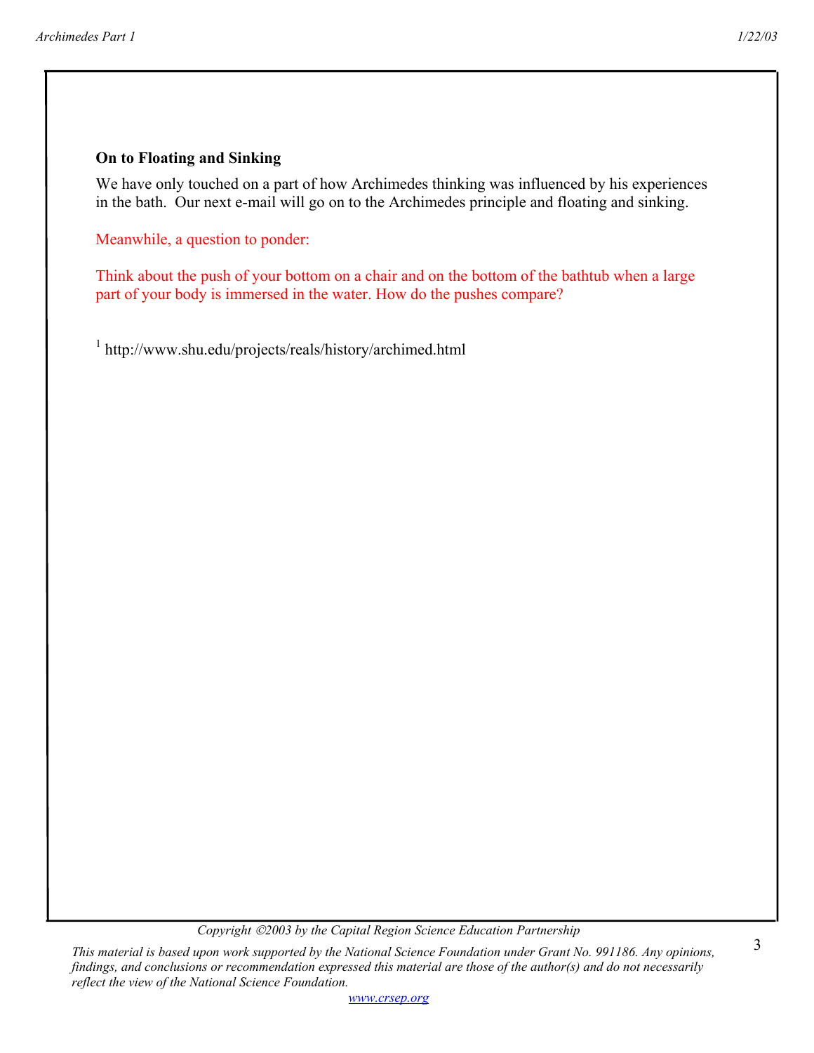**On to Floating and Sinking**

We have only touched on a part of how Archimedes thinking was influenced by his experiences in the bath. Our next e-mail will go on to the Archimedes principle and floating and sinking.

Meanwhile, a question to ponder:

Think about the push of your bottom on a chair and on the bottom of the bathtub when a large part of your body is immersed in the water. How do the pushes compare?

[1] http://www.shu.edu/projects/reals/history/archimed.html

Copyright ©2003 by the Capital Region Science Education Partnership

*This material is based upon work supported by the National Science Foundation under Grant No. 991186. Any opinions, findings, and conclusions or recommendation expressed this material are those of the author(s) and do not necessarily reflect the view of the National Science Foundation.*

www.crsep.org